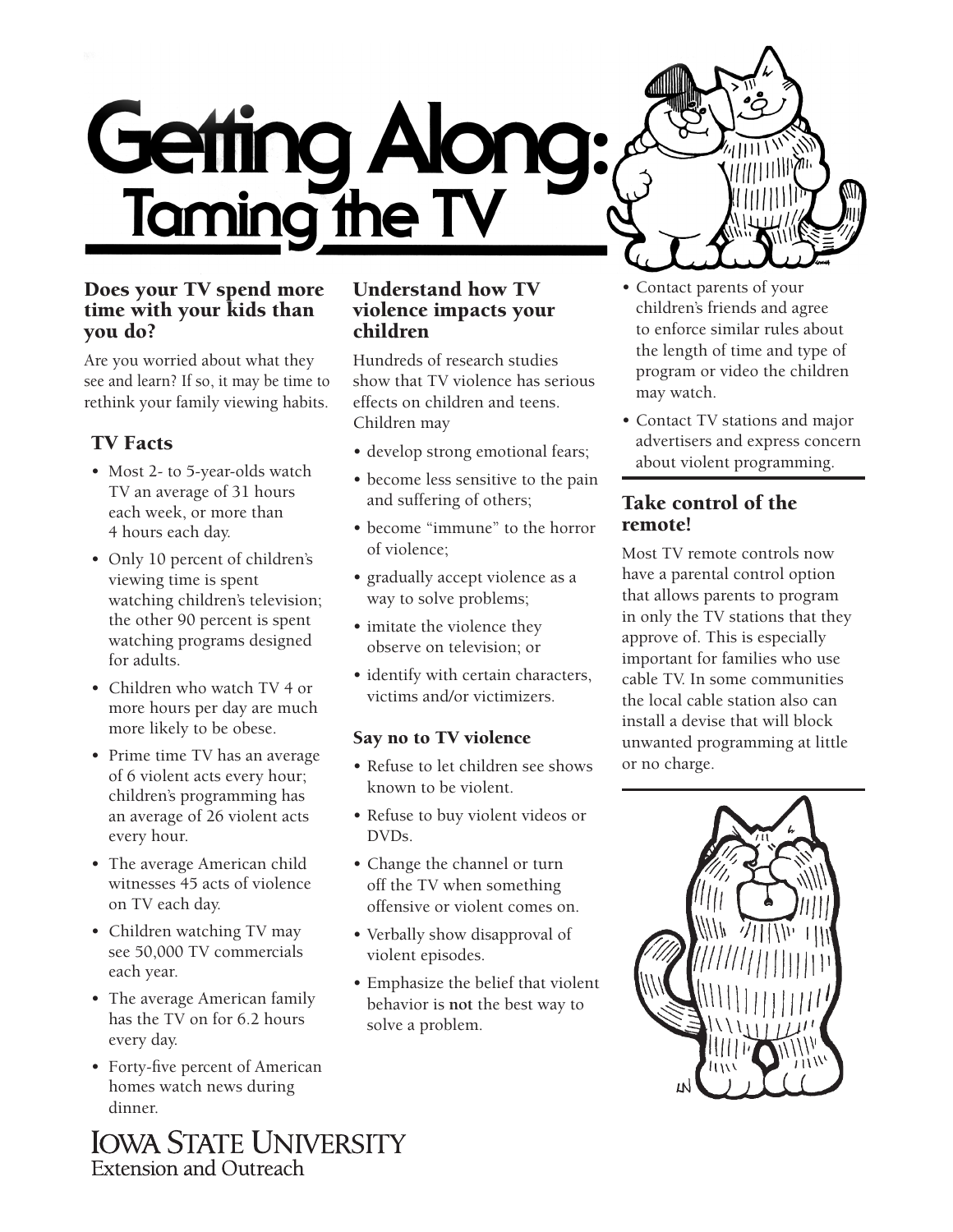# Getting Along: Taming the TV

## Does your TV spend more time with your kids than you do?

Are you worried about what they see and learn? If so, it may be time to rethink your family viewing habits.

### TV Facts

- Most 2- to 5-year-olds watch TV an average of 31 hours each week, or more than 4 hours each day.
- Only 10 percent of children's viewing time is spent watching children's television; the other 90 percent is spent watching programs designed for adults.
- Children who watch TV 4 or more hours per day are much more likely to be obese.
- Prime time TV has an average of 6 violent acts every hour; children's programming has an average of 26 violent acts every hour.
- The average American child witnesses 45 acts of violence on TV each day.
- Children watching TV may see 50,000 TV commercials each year.
- The average American family has the TV on for 6.2 hours every day.
- Forty-five percent of American homes watch news during dinner.

## Understand how TV violence impacts your children

Hundreds of research studies show that TV violence has serious effects on children and teens. Children may

- develop strong emotional fears;
- become less sensitive to the pain and suffering of others;
- become "immune" to the horror of violence;
- gradually accept violence as a way to solve problems;
- imitate the violence they observe on television; or
- identify with certain characters, victims and/or victimizers.

### Say no to TV violence

- Refuse to let children see shows known to be violent.
- Refuse to buy violent videos or DVDs.
- Change the channel or turn off the TV when something offensive or violent comes on.
- Verbally show disapproval of violent episodes.
- Emphasize the belief that violent behavior is **not** the best way to solve a problem.
- Contact parents of your children's friends and agree to enforce similar rules about the length of time and type of program or video the children may watch.
- Contact TV stations and major advertisers and express concern about violent programming.

## Take control of the remote!

Most TV remote controls now have a parental control option that allows parents to program in only the TV stations that they approve of. This is especially important for families who use cable TV. In some communities the local cable station also can install a devise that will block unwanted programming at little or no charge.

Iowa State University
Extension and Outreach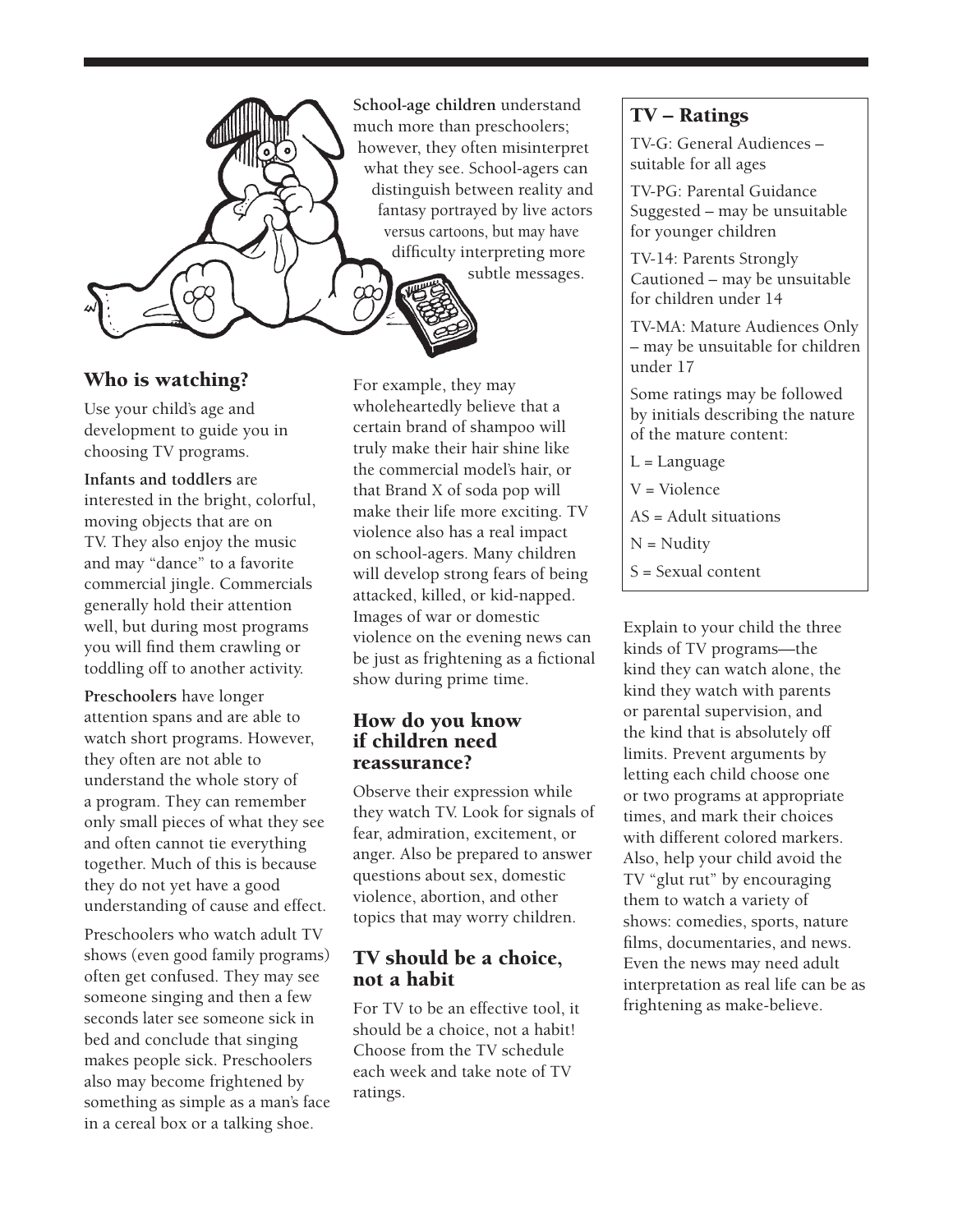**School-age children** understand much more than preschoolers; however, they often misinterpret what they see. School-agers can distinguish between reality and fantasy portrayed by live actors versus cartoons, but may have difficulty interpreting more subtle messages.

## Who is watching?

Use your child's age and development to guide you in choosing TV programs.

**Infants and toddlers** are interested in the bright, colorful, moving objects that are on TV. They also enjoy the music and may "dance" to a favorite commercial jingle. Commercials generally hold their attention well, but during most programs you will find them crawling or toddling off to another activity.

**Preschoolers** have longer attention spans and are able to watch short programs. However, they often are not able to understand the whole story of a program. They can remember only small pieces of what they see and often cannot tie everything together. Much of this is because they do not yet have a good understanding of cause and effect.

Preschoolers who watch adult TV shows (even good family programs) often get confused. They may see someone singing and then a few seconds later see someone sick in bed and conclude that singing makes people sick. Preschoolers also may become frightened by something as simple as a man's face in a cereal box or a talking shoe.

For example, they may wholeheartedly believe that a certain brand of shampoo will truly make their hair shine like the commercial model's hair, or that Brand X of soda pop will make their life more exciting. TV violence also has a real impact on school-agers. Many children will develop strong fears of being attacked, killed, or kid-napped. Images of war or domestic violence on the evening news can be just as frightening as a fictional show during prime time.

## How do you know if children need reassurance?

Observe their expression while they watch TV. Look for signals of fear, admiration, excitement, or anger. Also be prepared to answer questions about sex, domestic violence, abortion, and other topics that may worry children.

## TV should be a choice, not a habit

For TV to be an effective tool, it should be a choice, not a habit! Choose from the TV schedule each week and take note of TV ratings.

## TV – Ratings

TV-G: General Audiences – suitable for all ages

TV-PG: Parental Guidance Suggested – may be unsuitable for younger children

TV-14: Parents Strongly Cautioned – may be unsuitable for children under 14

TV-MA: Mature Audiences Only – may be unsuitable for children under 17

Some ratings may be followed by initials describing the nature of the mature content:

L = Language

V = Violence

AS = Adult situations

N = Nudity

S = Sexual content

Explain to your child the three kinds of TV programs—the kind they can watch alone, the kind they watch with parents or parental supervision, and the kind that is absolutely off limits. Prevent arguments by letting each child choose one or two programs at appropriate times, and mark their choices with different colored markers. Also, help your child avoid the TV "glut rut" by encouraging them to watch a variety of shows: comedies, sports, nature films, documentaries, and news. Even the news may need adult interpretation as real life can be as frightening as make-believe.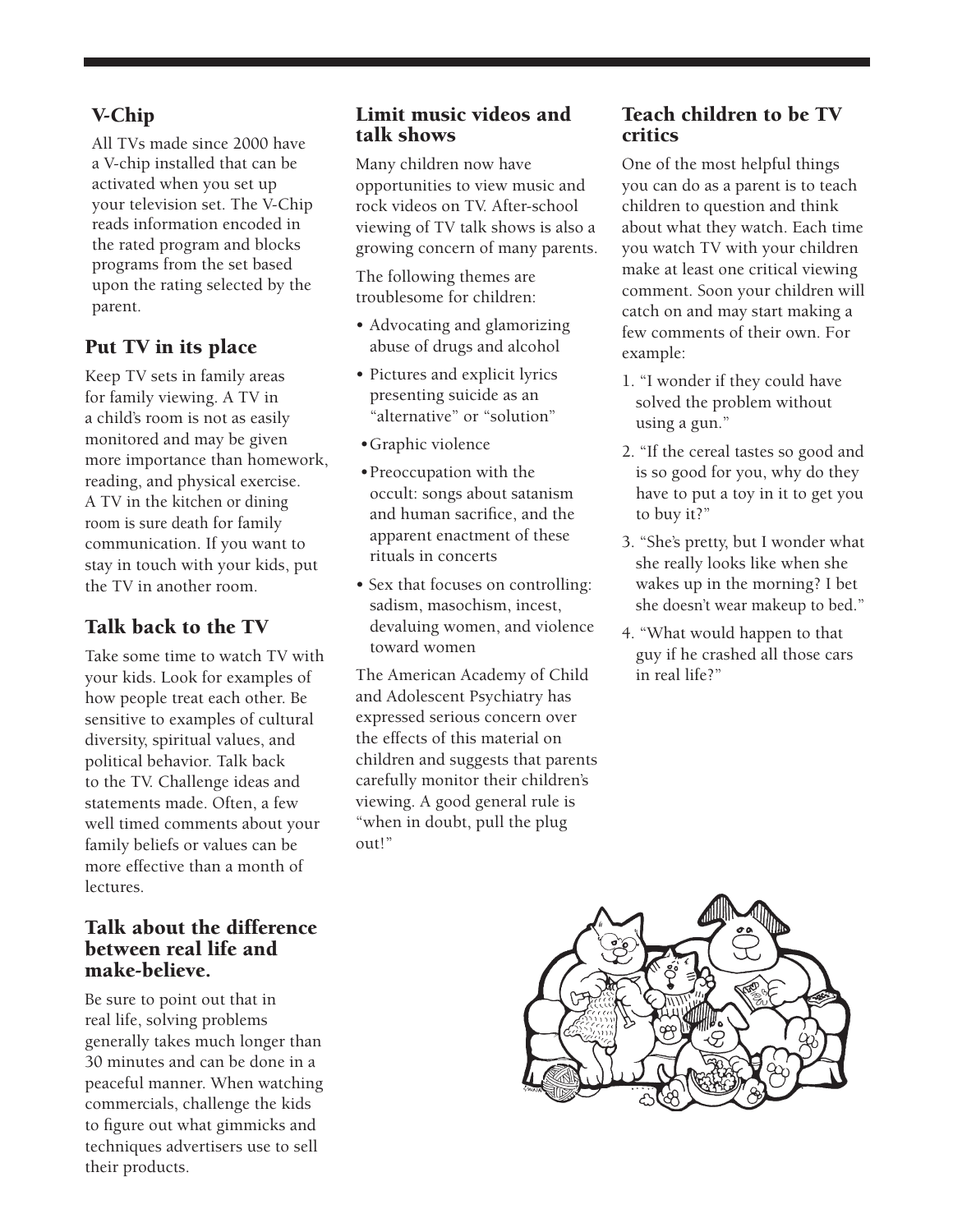## V-Chip

All TVs made since 2000 have a V-chip installed that can be activated when you set up your television set. The V-Chip reads information encoded in the rated program and blocks programs from the set based upon the rating selected by the parent.

## Put TV in its place

Keep TV sets in family areas for family viewing. A TV in a child's room is not as easily monitored and may be given more importance than homework, reading, and physical exercise. A TV in the kitchen or dining room is sure death for family communication. If you want to stay in touch with your kids, put the TV in another room.

## Talk back to the TV

Take some time to watch TV with your kids. Look for examples of how people treat each other. Be sensitive to examples of cultural diversity, spiritual values, and political behavior. Talk back to the TV. Challenge ideas and statements made. Often, a few well timed comments about your family beliefs or values can be more effective than a month of lectures.

## Talk about the difference between real life and make-believe.

Be sure to point out that in real life, solving problems generally takes much longer than 30 minutes and can be done in a peaceful manner. When watching commercials, challenge the kids to figure out what gimmicks and techniques advertisers use to sell their products.

## Limit music videos and talk shows

Many children now have opportunities to view music and rock videos on TV. After-school viewing of TV talk shows is also a growing concern of many parents.

The following themes are troublesome for children:

- Advocating and glamorizing abuse of drugs and alcohol
- Pictures and explicit lyrics presenting suicide as an "alternative" or "solution"
- Graphic violence
- Preoccupation with the occult: songs about satanism and human sacrifice, and the apparent enactment of these rituals in concerts
- Sex that focuses on controlling: sadism, masochism, incest, devaluing women, and violence toward women

The American Academy of Child and Adolescent Psychiatry has expressed serious concern over the effects of this material on children and suggests that parents carefully monitor their children's viewing. A good general rule is "when in doubt, pull the plug out!"

## Teach children to be TV critics

One of the most helpful things you can do as a parent is to teach children to question and think about what they watch. Each time you watch TV with your children make at least one critical viewing comment. Soon your children will catch on and may start making a few comments of their own. For example:

1. "I wonder if they could have solved the problem without using a gun."
2. "If the cereal tastes so good and is so good for you, why do they have to put a toy in it to get you to buy it?"
3. "She's pretty, but I wonder what she really looks like when she wakes up in the morning? I bet she doesn't wear makeup to bed."
4. "What would happen to that guy if he crashed all those cars in real life?"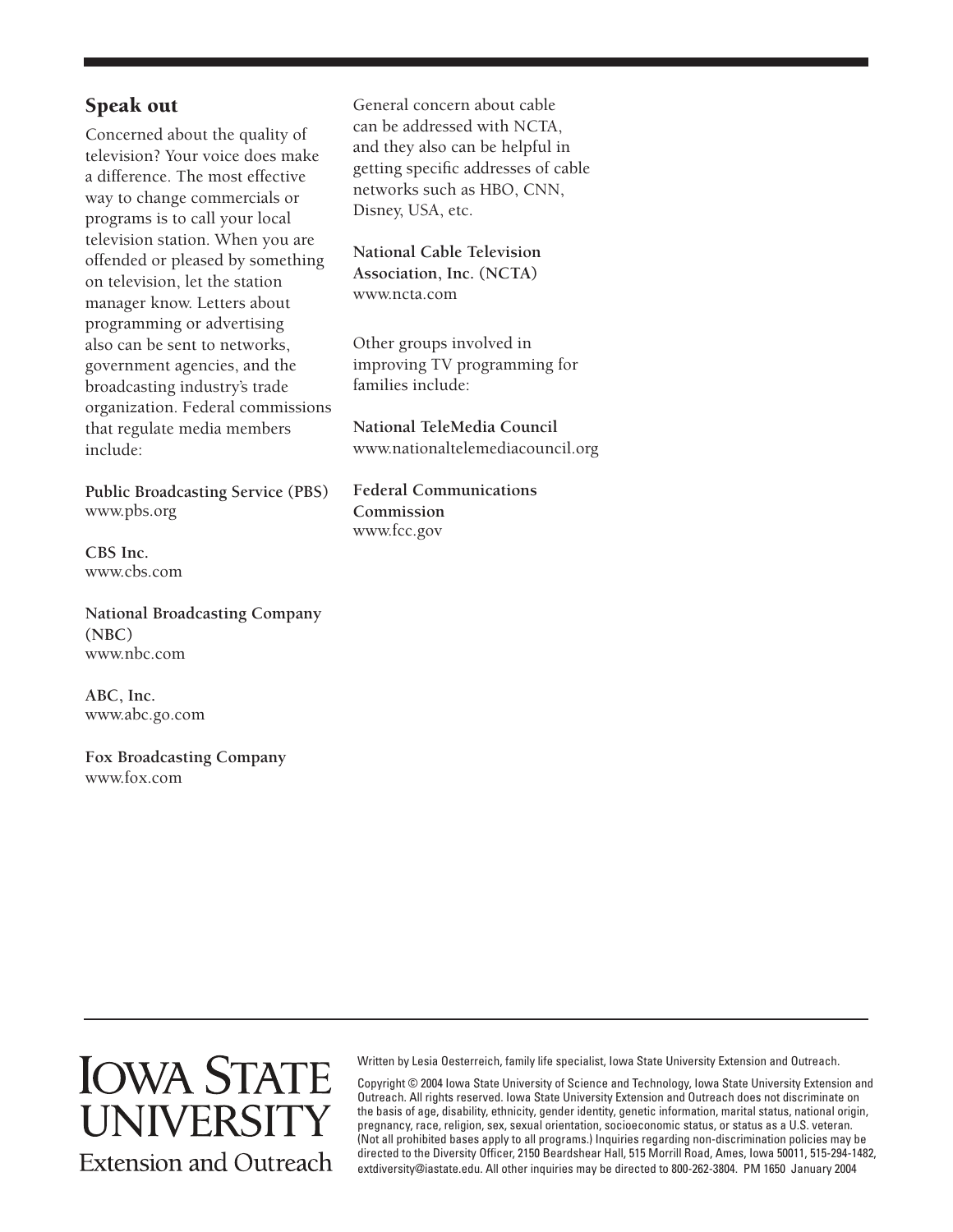## Speak out

Concerned about the quality of television? Your voice does make a difference. The most effective way to change commercials or programs is to call your local television station. When you are offended or pleased by something on television, let the station manager know. Letters about programming or advertising also can be sent to networks, government agencies, and the broadcasting industry's trade organization. Federal commissions that regulate media members include:

**Public Broadcasting Service (PBS)**
www.pbs.org

**CBS Inc.**
www.cbs.com

**National Broadcasting Company (NBC)**
www.nbc.com

**ABC, Inc.**
www.abc.go.com

**Fox Broadcasting Company**
www.fox.com

General concern about cable can be addressed with NCTA, and they also can be helpful in getting specific addresses of cable networks such as HBO, CNN, Disney, USA, etc.

**National Cable Television Association, Inc. (NCTA)**
www.ncta.com

Other groups involved in improving TV programming for families include:

**National TeleMedia Council**
www.nationaltelemediacouncil.org

**Federal Communications Commission**
www.fcc.gov

IOWA STATE UNIVERSITY
Extension and Outreach

Written by Lesia Oesterreich, family life specialist, Iowa State University Extension and Outreach.

Copyright © 2004 Iowa State University of Science and Technology, Iowa State University Extension and Outreach. All rights reserved. Iowa State University Extension and Outreach does not discriminate on the basis of age, disability, ethnicity, gender identity, genetic information, marital status, national origin, pregnancy, race, religion, sex, sexual orientation, socioeconomic status, or status as a U.S. veteran. (Not all prohibited bases apply to all programs.) Inquiries regarding non-discrimination policies may be directed to the Diversity Officer, 2150 Beardshear Hall, 515 Morrill Road, Ames, Iowa 50011, 515-294-1482, extdiversity@iastate.edu. All other inquiries may be directed to 800-262-3804. PM 1650 January 2004